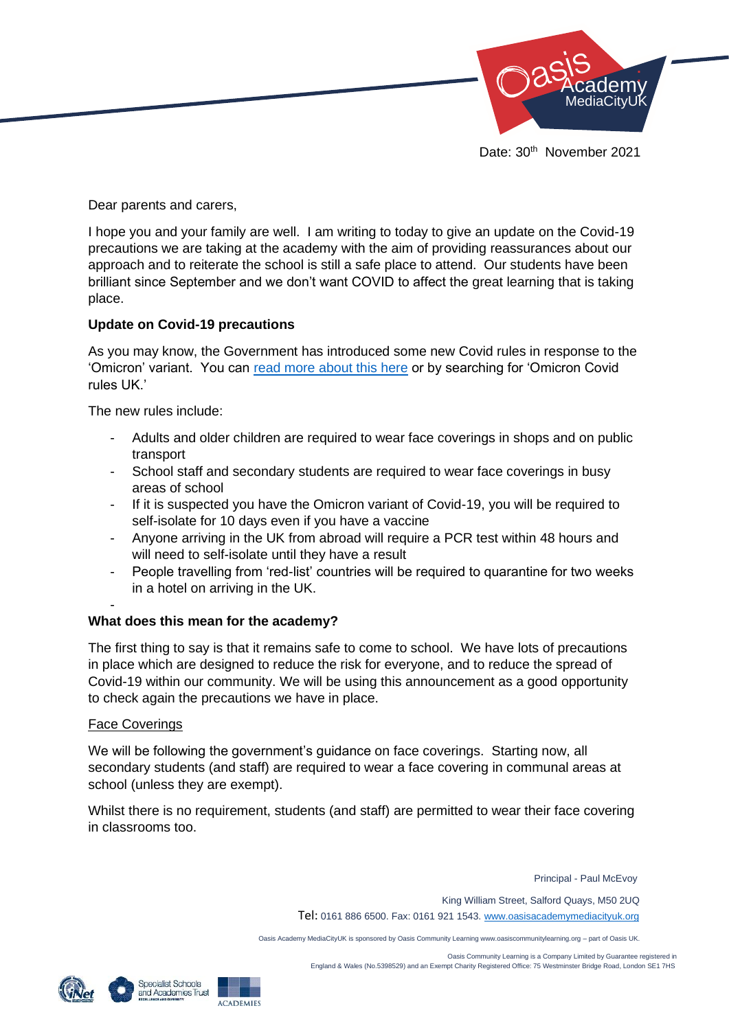Date: 30th November 2021

Dear parents and carers,

I hope you and your family are well. I am writing to today to give an update on the Covid-19 precautions we are taking at the academy with the aim of providing reassurances about our approach and to reiterate the school is still a safe place to attend. Our students have been brilliant since September and we don't want COVID to affect the great learning that is taking place.

**Update on Covid-19 precautions**

As you may know, the Government has introduced some new Covid rules in response to the 'Omicron' variant. You can read more about this here or by searching for 'Omicron Covid rules UK.'

The new rules include:

- Adults and older children are required to wear face coverings in shops and on public transport
- School staff and secondary students are required to wear face coverings in busy areas of school
- If it is suspected you have the Omicron variant of Covid-19, you will be required to self-isolate for 10 days even if you have a vaccine
- Anyone arriving in the UK from abroad will require a PCR test within 48 hours and will need to self-isolate until they have a result
- People travelling from 'red-list' countries will be required to quarantine for two weeks in a hotel on arriving in the UK.

**What does this mean for the academy?**

The first thing to say is that it remains safe to come to school. We have lots of precautions in place which are designed to reduce the risk for everyone, and to reduce the spread of Covid-19 within our community. We will be using this announcement as a good opportunity to check again the precautions we have in place.

Face Coverings

We will be following the government's guidance on face coverings. Starting now, all secondary students (and staff) are required to wear a face covering in communal areas at school (unless they are exempt).

Whilst there is no requirement, students (and staff) are permitted to wear their face covering in classrooms too.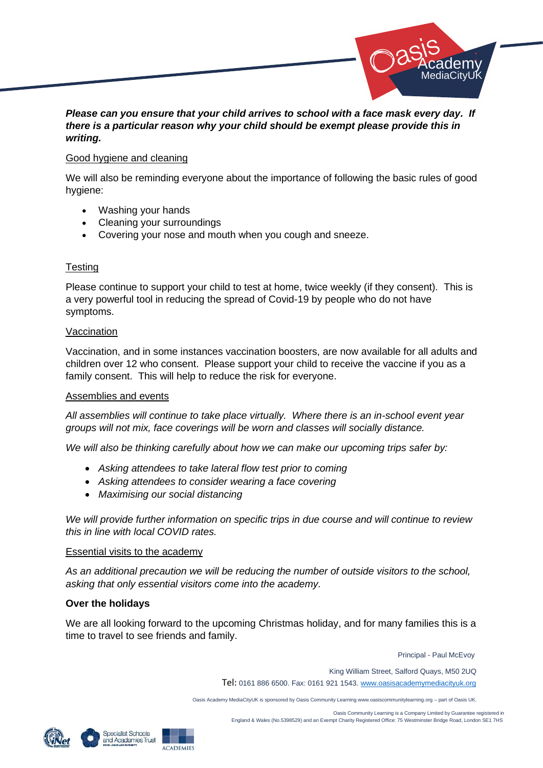***Please can you ensure that your child arrives to school with a face mask every day. If there is a particular reason why your child should be exempt please provide this in writing.***

Good hygiene and cleaning

We will also be reminding everyone about the importance of following the basic rules of good hygiene:

- Washing your hands
- Cleaning your surroundings
- Covering your nose and mouth when you cough and sneeze.

Testing

Please continue to support your child to test at home, twice weekly (if they consent). This is a very powerful tool in reducing the spread of Covid-19 by people who do not have symptoms.

Vaccination

Vaccination, and in some instances vaccination boosters, are now available for all adults and children over 12 who consent. Please support your child to receive the vaccine if you as a family consent. This will help to reduce the risk for everyone.

Assemblies and events

*All assemblies will continue to take place virtually. Where there is an in-school event year groups will not mix, face coverings will be worn and classes will socially distance.*

*We will also be thinking carefully about how we can make our upcoming trips safer by:*

- *Asking attendees to take lateral flow test prior to coming*
- *Asking attendees to consider wearing a face covering*
- *Maximising our social distancing*

*We will provide further information on specific trips in due course and will continue to review this in line with local COVID rates.*

Essential visits to the academy

*As an additional precaution we will be reducing the number of outside visitors to the school, asking that only essential visitors come into the academy.*

**Over the holidays**

We are all looking forward to the upcoming Christmas holiday, and for many families this is a time to travel to see friends and family.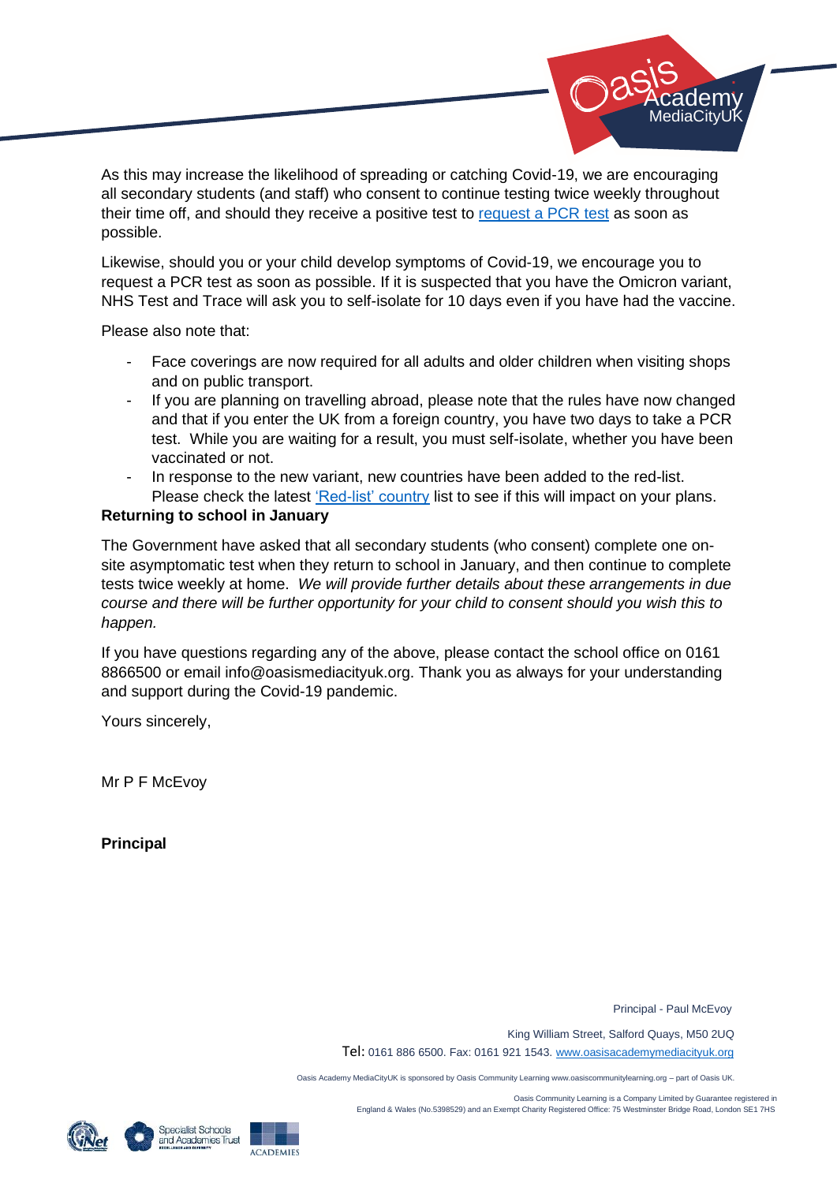As this may increase the likelihood of spreading or catching Covid-19, we are encouraging all secondary students (and staff) who consent to continue testing twice weekly throughout their time off, and should they receive a positive test to request a PCR test as soon as possible.

Likewise, should you or your child develop symptoms of Covid-19, we encourage you to request a PCR test as soon as possible. If it is suspected that you have the Omicron variant, NHS Test and Trace will ask you to self-isolate for 10 days even if you have had the vaccine.

Please also note that:

- Face coverings are now required for all adults and older children when visiting shops and on public transport.
- If you are planning on travelling abroad, please note that the rules have now changed and that if you enter the UK from a foreign country, you have two days to take a PCR test. While you are waiting for a result, you must self-isolate, whether you have been vaccinated or not.
- In response to the new variant, new countries have been added to the red-list. Please check the latest 'Red-list' country list to see if this will impact on your plans.

**Returning to school in January**

The Government have asked that all secondary students (who consent) complete one on-site asymptomatic test when they return to school in January, and then continue to complete tests twice weekly at home. *We will provide further details about these arrangements in due course and there will be further opportunity for your child to consent should you wish this to happen.*

If you have questions regarding any of the above, please contact the school office on 0161 8866500 or email info@oasismediacityuk.org. Thank you as always for your understanding and support during the Covid-19 pandemic.

Yours sincerely,

Mr P F McEvoy

**Principal**

Principal - Paul McEvoy

King William Street, Salford Quays, M50 2UQ

Tel: 0161 886 6500. Fax: 0161 921 1543. www.oasisacademymediacityuk.org

Oasis Academy MediaCityUK is sponsored by Oasis Community Learning www.oasiscommunitylearning.org – part of Oasis UK.

Oasis Community Learning is a Company Limited by Guarantee registered in England & Wales (No.5398529) and an Exempt Charity Registered Office: 75 Westminster Bridge Road, London SE1 7HS